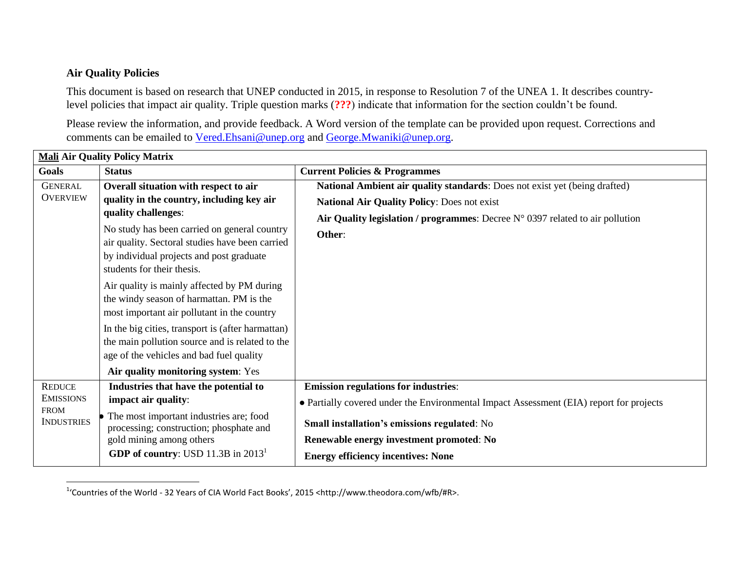## Air Quality Policies

This document is based on research that UNEP conducted in 2015, in response to Resolution 7 of the UNEA 1. It describes country-level policies that impact air quality. Triple question marks (**???**) indicate that information for the section couldn't be found.

Please review the information, and provide feedback. A Word version of the template can be provided upon request. Corrections and comments can be emailed to Vered.Ehsani@unep.org and George.Mwaniki@unep.org.

| **Mali Air Quality Policy Matrix** | | |
|---|---|---|
| **Goals** | **Status** | **Current Policies & Programmes** |
| GENERAL OVERVIEW | **Overall situation with respect to air quality in the country, including key air quality challenges**:<br><br>No study has been carried on general country air quality. Sectoral studies have been carried by individual projects and post graduate students for their thesis.<br><br>Air quality is mainly affected by PM during the windy season of harmattan. PM is the most important air pollutant in the country<br><br>In the big cities, transport is (after harmattan) the main pollution source and is related to the age of the vehicles and bad fuel quality<br><br>**Air quality monitoring system**: Yes | **National Ambient air quality standards**: Does not exist yet (being drafted)<br><br>**National Air Quality Policy**: Does not exist<br><br>**Air Quality legislation / programmes**: Decree N° 0397 related to air pollution<br><br>**Other**: |
| REDUCE EMISSIONS FROM INDUSTRIES | **Industries that have the potential to impact air quality**:<br><br>• The most important industries are; food processing; construction; phosphate and gold mining among others<br><br>**GDP of country**: USD 11.3B in 2013[1] | **Emission regulations for industries**:<br><br>• Partially covered under the Environmental Impact Assessment (EIA) report for projects<br><br>**Small installation's emissions regulated**: No<br><br>**Renewable energy investment promoted**: **No**<br><br>**Energy efficiency incentives: None** |

[1] 'Countries of the World - 32 Years of CIA World Fact Books', 2015 <http://www.theodora.com/wfb/#R>.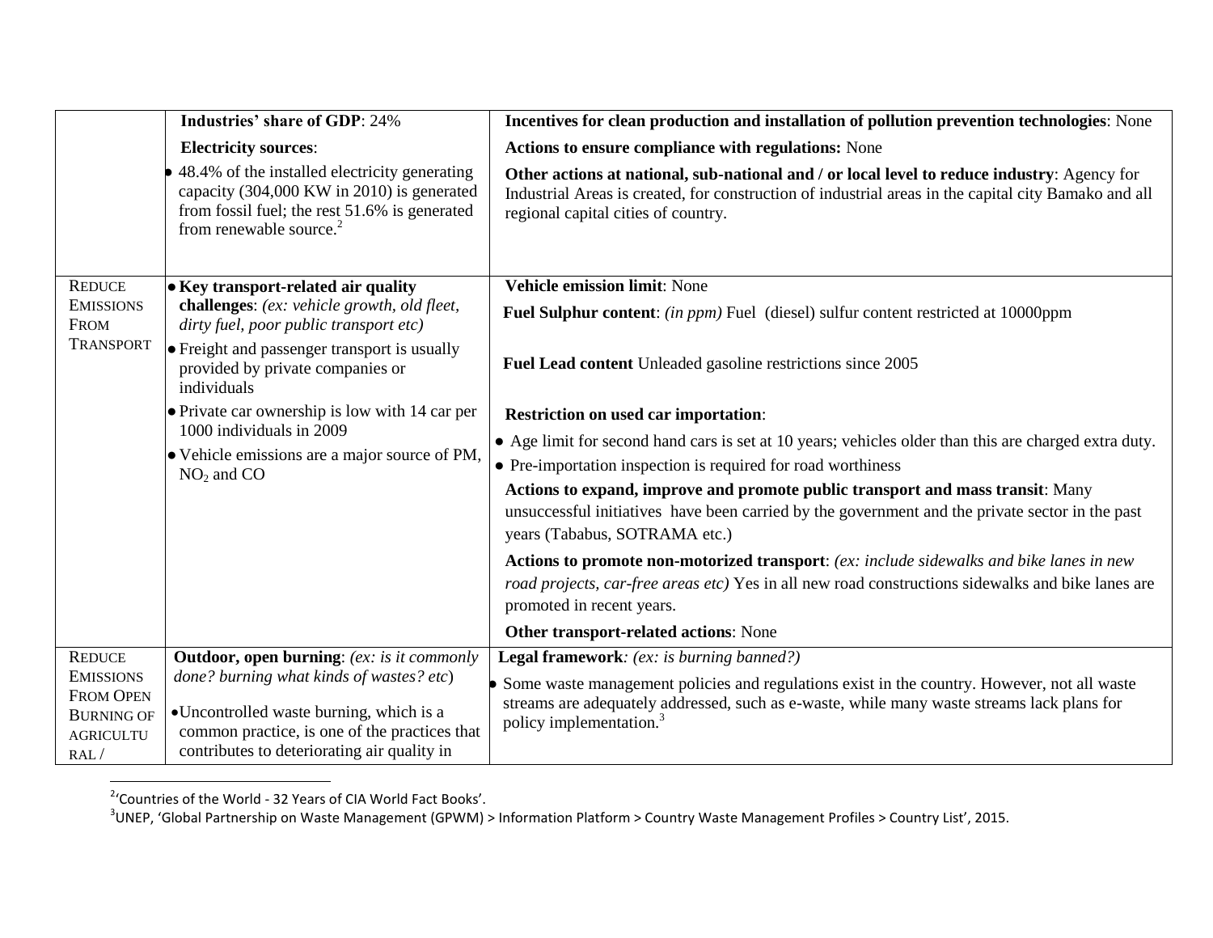| | | |
|---|---|---|
| | **Industries' share of GDP**: 24%<br><br>**Electricity sources**:<br><br>• 48.4% of the installed electricity generating capacity (304,000 KW in 2010) is generated from fossil fuel; the rest 51.6% is generated from renewable source.[2] | **Incentives for clean production and installation of pollution prevention technologies**: None<br><br>**Actions to ensure compliance with regulations:** None<br><br>**Other actions at national, sub-national and / or local level to reduce industry**: Agency for Industrial Areas is created, for construction of industrial areas in the capital city Bamako and all regional capital cities of country. |
| REDUCE EMISSIONS FROM TRANSPORT | • **Key transport-related air quality challenges**: *(ex: vehicle growth, old fleet, dirty fuel, poor public transport etc)*<br><br>• Freight and passenger transport is usually provided by private companies or individuals<br><br>• Private car ownership is low with 14 car per 1000 individuals in 2009<br><br>• Vehicle emissions are a major source of PM, $NO_2$ and CO | **Vehicle emission limit**: None<br><br>**Fuel Sulphur content**: *(in ppm)* Fuel (diesel) sulfur content restricted at 10000ppm<br><br>**Fuel Lead content** Unleaded gasoline restrictions since 2005<br><br>**Restriction on used car importation**:<br><br>• Age limit for second hand cars is set at 10 years; vehicles older than this are charged extra duty.<br><br>• Pre-importation inspection is required for road worthiness<br><br>**Actions to expand, improve and promote public transport and mass transit**: Many unsuccessful initiatives have been carried by the government and the private sector in the past years (Tababus, SOTRAMA etc.)<br><br>**Actions to promote non-motorized transport**: *(ex: include sidewalks and bike lanes in new road projects, car-free areas etc)* Yes in all new road constructions sidewalks and bike lanes are promoted in recent years.<br><br>**Other transport-related actions**: None |
| REDUCE EMISSIONS FROM OPEN BURNING OF AGRICULTURAL / | **Outdoor, open burning**: *(ex: is it commonly done? burning what kinds of wastes? etc)*<br><br>• Uncontrolled waste burning, which is a common practice, is one of the practices that contributes to deteriorating air quality in | **Legal framework**: *(ex: is burning banned?)*<br><br>• Some waste management policies and regulations exist in the country. However, not all waste streams are adequately addressed, such as e-waste, while many waste streams lack plans for policy implementation.[3] |

[2] 'Countries of the World - 32 Years of CIA World Fact Books'.

[3] UNEP, 'Global Partnership on Waste Management (GPWM) > Information Platform > Country Waste Management Profiles > Country List', 2015.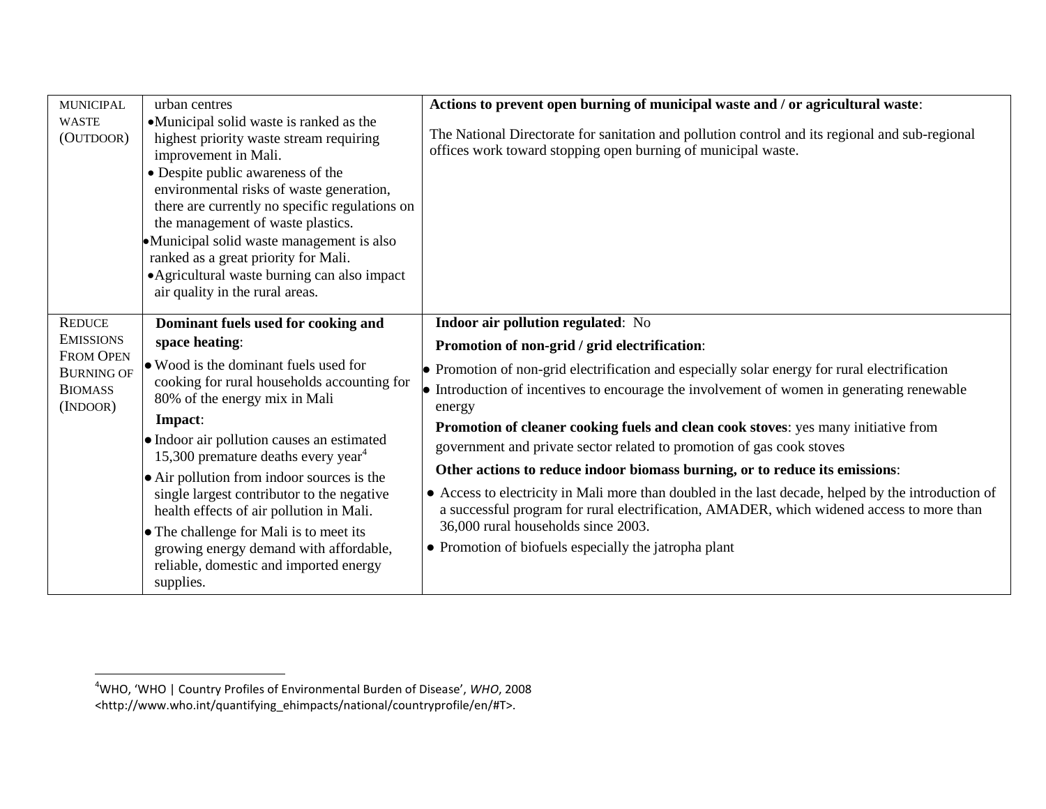| | | |
|---|---|---|
| MUNICIPAL WASTE (OUTDOOR) | urban centres<br>• Municipal solid waste is ranked as the highest priority waste stream requiring improvement in Mali.<br>• Despite public awareness of the environmental risks of waste generation, there are currently no specific regulations on the management of waste plastics.<br>• Municipal solid waste management is also ranked as a great priority for Mali.<br>• Agricultural waste burning can also impact air quality in the rural areas. | **Actions to prevent open burning of municipal waste and / or agricultural waste**:<br><br>The National Directorate for sanitation and pollution control and its regional and sub-regional offices work toward stopping open burning of municipal waste. |
| REDUCE EMISSIONS FROM OPEN BURNING OF BIOMASS (INDOOR) | **Dominant fuels used for cooking and space heating**:<br>• Wood is the dominant fuels used for cooking for rural households accounting for 80% of the energy mix in Mali<br>**Impact**:<br>• Indoor air pollution causes an estimated 15,300 premature deaths every year[4]<br>• Air pollution from indoor sources is the single largest contributor to the negative health effects of air pollution in Mali.<br>• The challenge for Mali is to meet its growing energy demand with affordable, reliable, domestic and imported energy supplies. | **Indoor air pollution regulated**: No<br>**Promotion of non-grid / grid electrification**:<br>• Promotion of non-grid electrification and especially solar energy for rural electrification<br>• Introduction of incentives to encourage the involvement of women in generating renewable energy<br>**Promotion of cleaner cooking fuels and clean cook stoves**: yes many initiative from government and private sector related to promotion of gas cook stoves<br>**Other actions to reduce indoor biomass burning, or to reduce its emissions**:<br>• Access to electricity in Mali more than doubled in the last decade, helped by the introduction of a successful program for rural electrification, AMADER, which widened access to more than 36,000 rural households since 2003.<br>• Promotion of biofuels especially the jatropha plant |

[4] WHO, 'WHO | Country Profiles of Environmental Burden of Disease', *WHO*, 2008 <http://www.who.int/quantifying_ehimpacts/national/countryprofile/en/#T>.